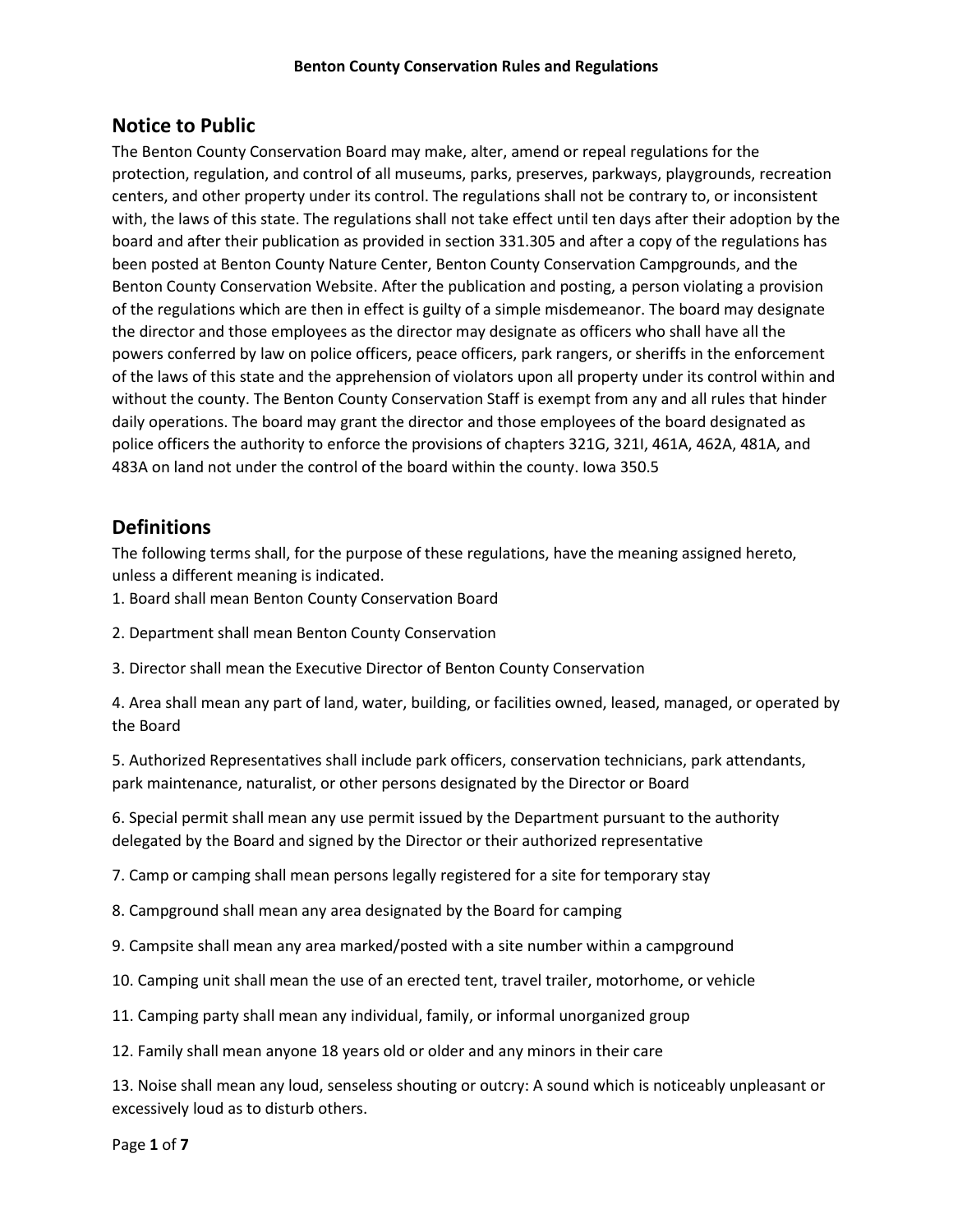# Benton County Conservation Rules and Regulations

## Notice to Public

The Benton County Conservation Board may make, alter, amend or repeal regulations for the protection, regulation, and control of all museums, parks, preserves, parkways, playgrounds, recreation centers, and other property under its control. The regulations shall not be contrary to, or inconsistent with, the laws of this state. The regulations shall not take effect until ten days after their adoption by the board and after their publication as provided in section 331.305 and after a copy of the regulations has been posted at Benton County Nature Center, Benton County Conservation Campgrounds, and the Benton County Conservation Website. After the publication and posting, a person violating a provision of the regulations which are then in effect is guilty of a simple misdemeanor. The board may designate the director and those employees as the director may designate as officers who shall have all the powers conferred by law on police officers, peace officers, park rangers, or sheriffs in the enforcement of the laws of this state and the apprehension of violators upon all property under its control within and without the county. The Benton County Conservation Staff is exempt from any and all rules that hinder daily operations. The board may grant the director and those employees of the board designated as police officers the authority to enforce the provisions of chapters 321G, 321I, 461A, 462A, 481A, and 483A on land not under the control of the board within the county. Iowa 350.5

## Definitions

The following terms shall, for the purpose of these regulations, have the meaning assigned hereto, unless a different meaning is indicated.

1. Board shall mean Benton County Conservation Board
2. Department shall mean Benton County Conservation
3. Director shall mean the Executive Director of Benton County Conservation
4. Area shall mean any part of land, water, building, or facilities owned, leased, managed, or operated by the Board
5. Authorized Representatives shall include park officers, conservation technicians, park attendants, park maintenance, naturalist, or other persons designated by the Director or Board
6. Special permit shall mean any use permit issued by the Department pursuant to the authority delegated by the Board and signed by the Director or their authorized representative
7. Camp or camping shall mean persons legally registered for a site for temporary stay
8. Campground shall mean any area designated by the Board for camping
9. Campsite shall mean any area marked/posted with a site number within a campground
10. Camping unit shall mean the use of an erected tent, travel trailer, motorhome, or vehicle
11. Camping party shall mean any individual, family, or informal unorganized group
12. Family shall mean anyone 18 years old or older and any minors in their care
13. Noise shall mean any loud, senseless shouting or outcry: A sound which is noticeably unpleasant or excessively loud as to disturb others.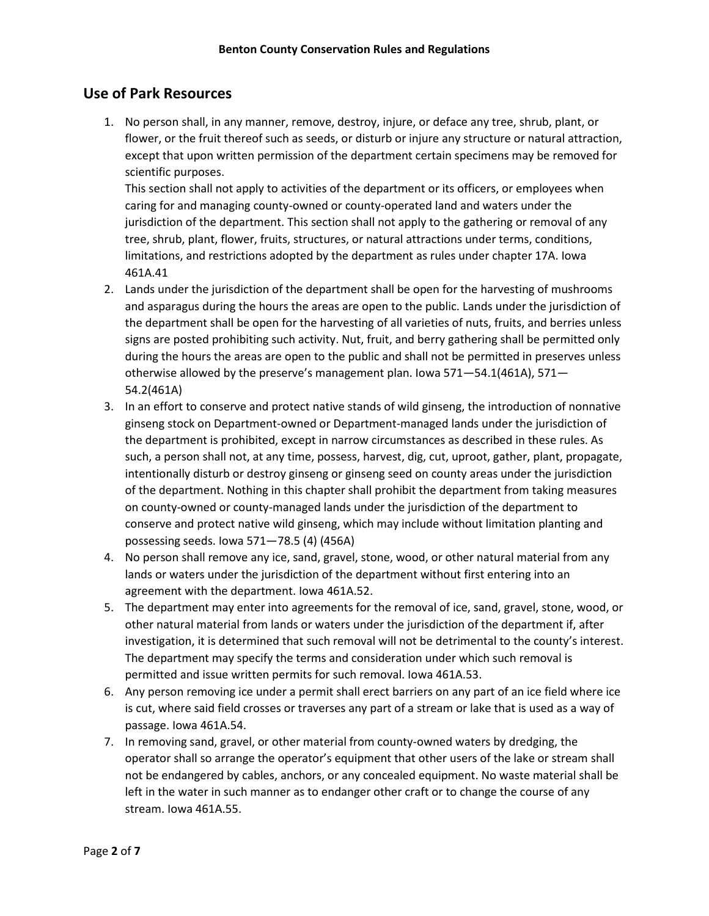## Use of Park Resources

1. No person shall, in any manner, remove, destroy, injure, or deface any tree, shrub, plant, or flower, or the fruit thereof such as seeds, or disturb or injure any structure or natural attraction, except that upon written permission of the department certain specimens may be removed for scientific purposes.
   This section shall not apply to activities of the department or its officers, or employees when caring for and managing county-owned or county-operated land and waters under the jurisdiction of the department. This section shall not apply to the gathering or removal of any tree, shrub, plant, flower, fruits, structures, or natural attractions under terms, conditions, limitations, and restrictions adopted by the department as rules under chapter 17A. Iowa 461A.41
2. Lands under the jurisdiction of the department shall be open for the harvesting of mushrooms and asparagus during the hours the areas are open to the public. Lands under the jurisdiction of the department shall be open for the harvesting of all varieties of nuts, fruits, and berries unless signs are posted prohibiting such activity. Nut, fruit, and berry gathering shall be permitted only during the hours the areas are open to the public and shall not be permitted in preserves unless otherwise allowed by the preserve's management plan. Iowa 571—54.1(461A), 571—54.2(461A)
3. In an effort to conserve and protect native stands of wild ginseng, the introduction of nonnative ginseng stock on Department-owned or Department-managed lands under the jurisdiction of the department is prohibited, except in narrow circumstances as described in these rules. As such, a person shall not, at any time, possess, harvest, dig, cut, uproot, gather, plant, propagate, intentionally disturb or destroy ginseng or ginseng seed on county areas under the jurisdiction of the department. Nothing in this chapter shall prohibit the department from taking measures on county-owned or county-managed lands under the jurisdiction of the department to conserve and protect native wild ginseng, which may include without limitation planting and possessing seeds. Iowa 571—78.5 (4) (456A)
4. No person shall remove any ice, sand, gravel, stone, wood, or other natural material from any lands or waters under the jurisdiction of the department without first entering into an agreement with the department. Iowa 461A.52.
5. The department may enter into agreements for the removal of ice, sand, gravel, stone, wood, or other natural material from lands or waters under the jurisdiction of the department if, after investigation, it is determined that such removal will not be detrimental to the county's interest. The department may specify the terms and consideration under which such removal is permitted and issue written permits for such removal. Iowa 461A.53.
6. Any person removing ice under a permit shall erect barriers on any part of an ice field where ice is cut, where said field crosses or traverses any part of a stream or lake that is used as a way of passage. Iowa 461A.54.
7. In removing sand, gravel, or other material from county-owned waters by dredging, the operator shall so arrange the operator's equipment that other users of the lake or stream shall not be endangered by cables, anchors, or any concealed equipment. No waste material shall be left in the water in such manner as to endanger other craft or to change the course of any stream. Iowa 461A.55.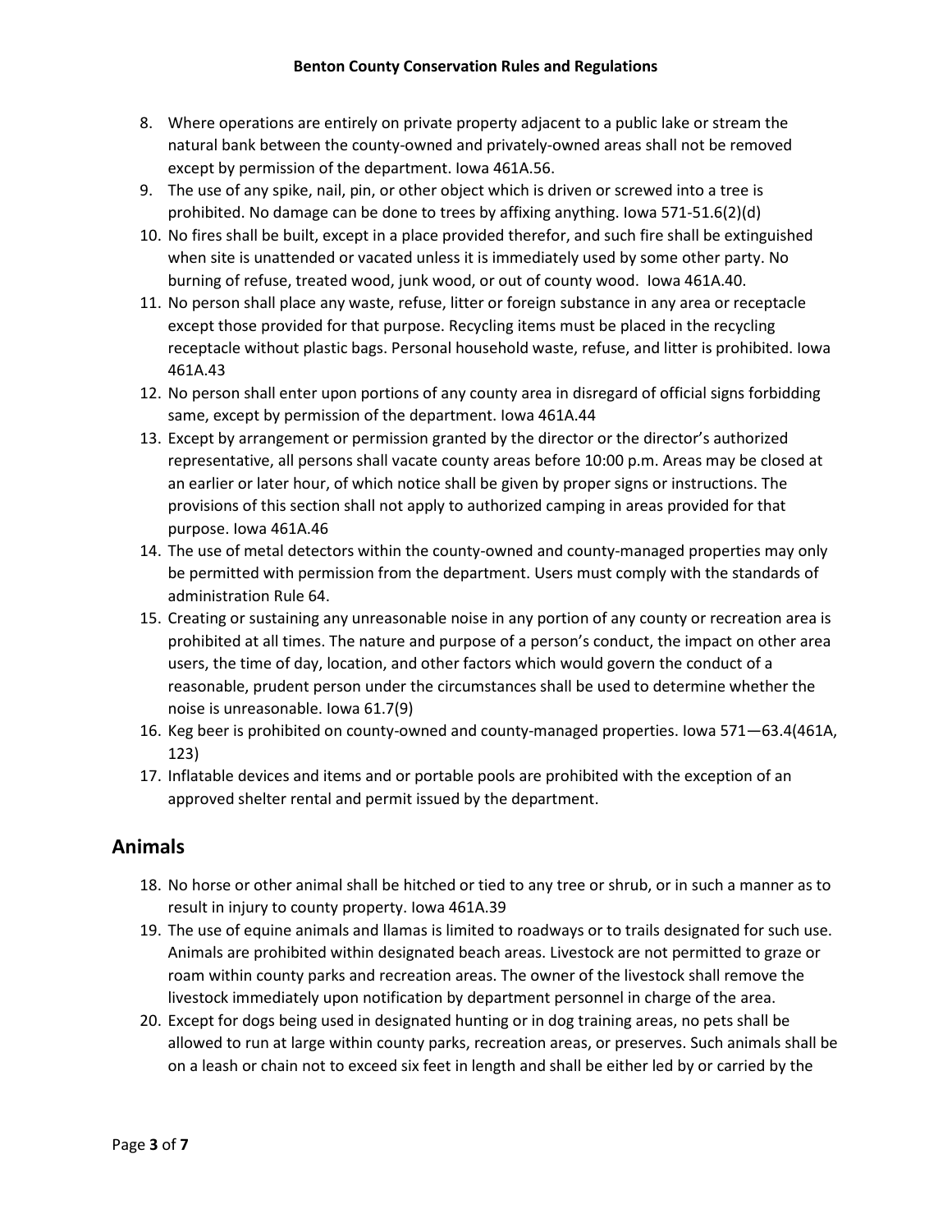8. Where operations are entirely on private property adjacent to a public lake or stream the natural bank between the county-owned and privately-owned areas shall not be removed except by permission of the department. Iowa 461A.56.
9. The use of any spike, nail, pin, or other object which is driven or screwed into a tree is prohibited. No damage can be done to trees by affixing anything. Iowa 571-51.6(2)(d)
10. No fires shall be built, except in a place provided therefor, and such fire shall be extinguished when site is unattended or vacated unless it is immediately used by some other party. No burning of refuse, treated wood, junk wood, or out of county wood. Iowa 461A.40.
11. No person shall place any waste, refuse, litter or foreign substance in any area or receptacle except those provided for that purpose. Recycling items must be placed in the recycling receptacle without plastic bags. Personal household waste, refuse, and litter is prohibited. Iowa 461A.43
12. No person shall enter upon portions of any county area in disregard of official signs forbidding same, except by permission of the department. Iowa 461A.44
13. Except by arrangement or permission granted by the director or the director's authorized representative, all persons shall vacate county areas before 10:00 p.m. Areas may be closed at an earlier or later hour, of which notice shall be given by proper signs or instructions. The provisions of this section shall not apply to authorized camping in areas provided for that purpose. Iowa 461A.46
14. The use of metal detectors within the county-owned and county-managed properties may only be permitted with permission from the department. Users must comply with the standards of administration Rule 64.
15. Creating or sustaining any unreasonable noise in any portion of any county or recreation area is prohibited at all times. The nature and purpose of a person's conduct, the impact on other area users, the time of day, location, and other factors which would govern the conduct of a reasonable, prudent person under the circumstances shall be used to determine whether the noise is unreasonable. Iowa 61.7(9)
16. Keg beer is prohibited on county-owned and county-managed properties. Iowa 571—63.4(461A, 123)
17. Inflatable devices and items and or portable pools are prohibited with the exception of an approved shelter rental and permit issued by the department.

## Animals

18. No horse or other animal shall be hitched or tied to any tree or shrub, or in such a manner as to result in injury to county property. Iowa 461A.39
19. The use of equine animals and llamas is limited to roadways or to trails designated for such use. Animals are prohibited within designated beach areas. Livestock are not permitted to graze or roam within county parks and recreation areas. The owner of the livestock shall remove the livestock immediately upon notification by department personnel in charge of the area.
20. Except for dogs being used in designated hunting or in dog training areas, no pets shall be allowed to run at large within county parks, recreation areas, or preserves. Such animals shall be on a leash or chain not to exceed six feet in length and shall be either led by or carried by the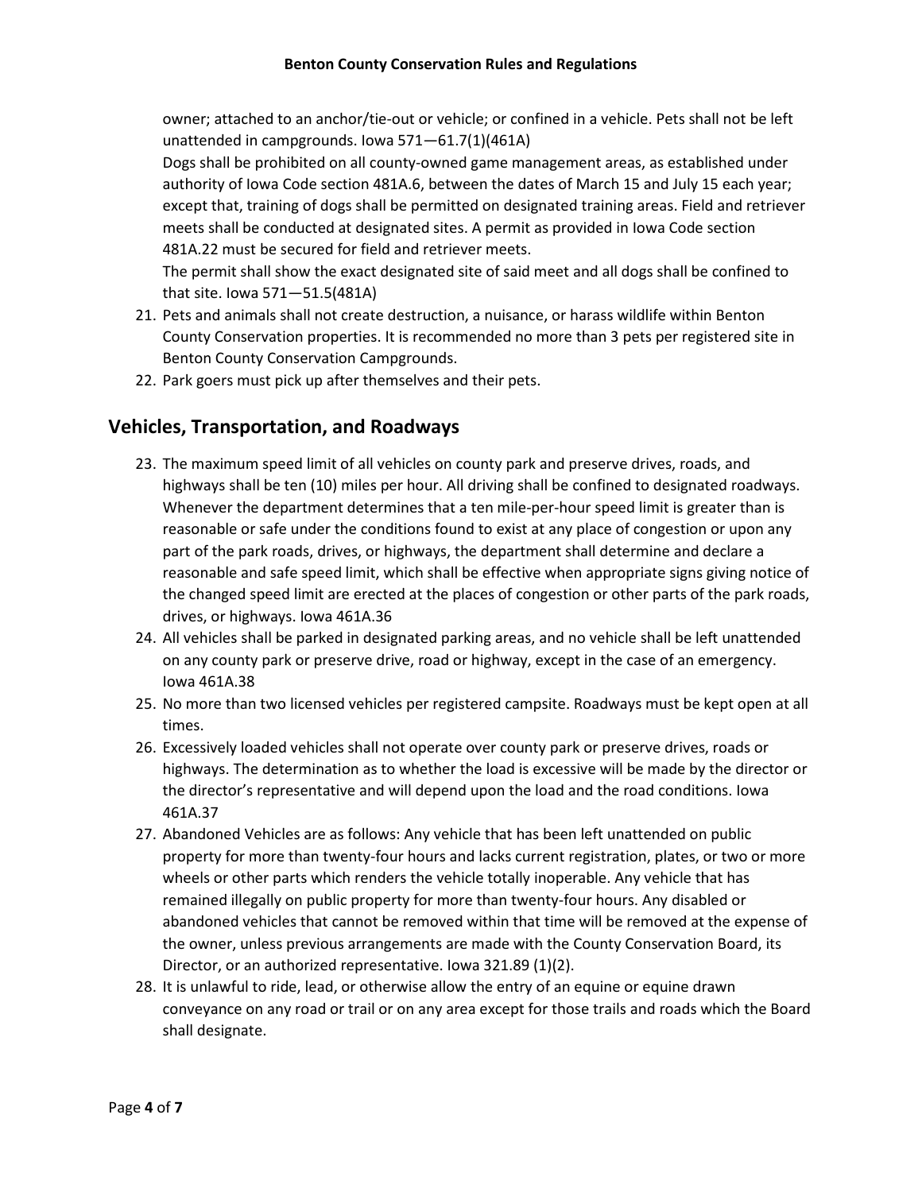owner; attached to an anchor/tie-out or vehicle; or confined in a vehicle. Pets shall not be left unattended in campgrounds. Iowa 571—61.7(1)(461A)

Dogs shall be prohibited on all county-owned game management areas, as established under authority of Iowa Code section 481A.6, between the dates of March 15 and July 15 each year; except that, training of dogs shall be permitted on designated training areas. Field and retriever meets shall be conducted at designated sites. A permit as provided in Iowa Code section 481A.22 must be secured for field and retriever meets.

The permit shall show the exact designated site of said meet and all dogs shall be confined to that site. Iowa 571—51.5(481A)

21. Pets and animals shall not create destruction, a nuisance, or harass wildlife within Benton County Conservation properties. It is recommended no more than 3 pets per registered site in Benton County Conservation Campgrounds.
22. Park goers must pick up after themselves and their pets.

## Vehicles, Transportation, and Roadways

23. The maximum speed limit of all vehicles on county park and preserve drives, roads, and highways shall be ten (10) miles per hour. All driving shall be confined to designated roadways. Whenever the department determines that a ten mile-per-hour speed limit is greater than is reasonable or safe under the conditions found to exist at any place of congestion or upon any part of the park roads, drives, or highways, the department shall determine and declare a reasonable and safe speed limit, which shall be effective when appropriate signs giving notice of the changed speed limit are erected at the places of congestion or other parts of the park roads, drives, or highways. Iowa 461A.36
24. All vehicles shall be parked in designated parking areas, and no vehicle shall be left unattended on any county park or preserve drive, road or highway, except in the case of an emergency. Iowa 461A.38
25. No more than two licensed vehicles per registered campsite. Roadways must be kept open at all times.
26. Excessively loaded vehicles shall not operate over county park or preserve drives, roads or highways. The determination as to whether the load is excessive will be made by the director or the director's representative and will depend upon the load and the road conditions. Iowa 461A.37
27. Abandoned Vehicles are as follows: Any vehicle that has been left unattended on public property for more than twenty-four hours and lacks current registration, plates, or two or more wheels or other parts which renders the vehicle totally inoperable. Any vehicle that has remained illegally on public property for more than twenty-four hours. Any disabled or abandoned vehicles that cannot be removed within that time will be removed at the expense of the owner, unless previous arrangements are made with the County Conservation Board, its Director, or an authorized representative. Iowa 321.89 (1)(2).
28. It is unlawful to ride, lead, or otherwise allow the entry of an equine or equine drawn conveyance on any road or trail or on any area except for those trails and roads which the Board shall designate.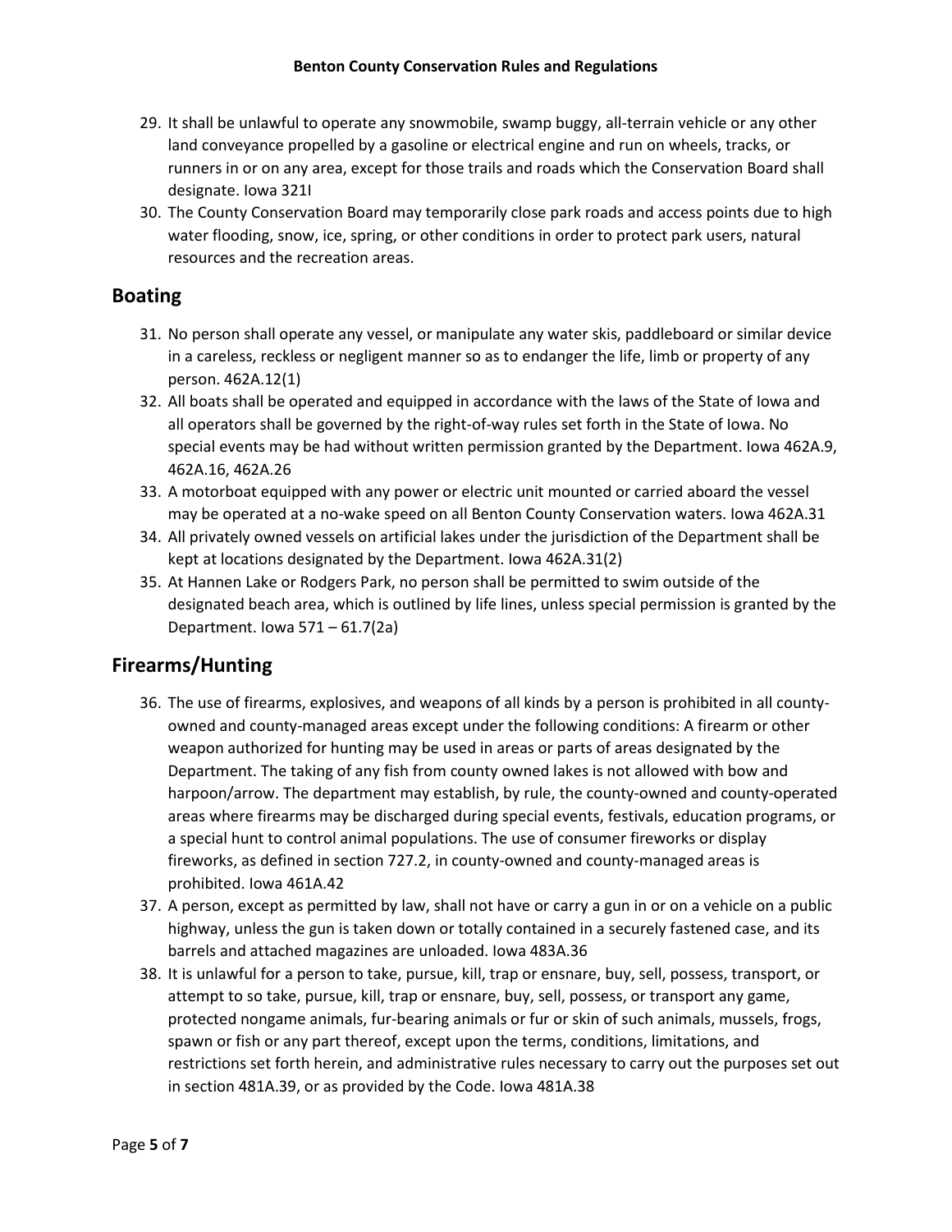29. It shall be unlawful to operate any snowmobile, swamp buggy, all-terrain vehicle or any other land conveyance propelled by a gasoline or electrical engine and run on wheels, tracks, or runners in or on any area, except for those trails and roads which the Conservation Board shall designate. Iowa 321I
30. The County Conservation Board may temporarily close park roads and access points due to high water flooding, snow, ice, spring, or other conditions in order to protect park users, natural resources and the recreation areas.

## Boating

31. No person shall operate any vessel, or manipulate any water skis, paddleboard or similar device in a careless, reckless or negligent manner so as to endanger the life, limb or property of any person. 462A.12(1)
32. All boats shall be operated and equipped in accordance with the laws of the State of Iowa and all operators shall be governed by the right-of-way rules set forth in the State of Iowa. No special events may be had without written permission granted by the Department. Iowa 462A.9, 462A.16, 462A.26
33. A motorboat equipped with any power or electric unit mounted or carried aboard the vessel may be operated at a no-wake speed on all Benton County Conservation waters. Iowa 462A.31
34. All privately owned vessels on artificial lakes under the jurisdiction of the Department shall be kept at locations designated by the Department. Iowa 462A.31(2)
35. At Hannen Lake or Rodgers Park, no person shall be permitted to swim outside of the designated beach area, which is outlined by life lines, unless special permission is granted by the Department. Iowa 571 – 61.7(2a)

## Firearms/Hunting

36. The use of firearms, explosives, and weapons of all kinds by a person is prohibited in all county-owned and county-managed areas except under the following conditions: A firearm or other weapon authorized for hunting may be used in areas or parts of areas designated by the Department. The taking of any fish from county owned lakes is not allowed with bow and harpoon/arrow. The department may establish, by rule, the county-owned and county-operated areas where firearms may be discharged during special events, festivals, education programs, or a special hunt to control animal populations. The use of consumer fireworks or display fireworks, as defined in section 727.2, in county-owned and county-managed areas is prohibited. Iowa 461A.42
37. A person, except as permitted by law, shall not have or carry a gun in or on a vehicle on a public highway, unless the gun is taken down or totally contained in a securely fastened case, and its barrels and attached magazines are unloaded. Iowa 483A.36
38. It is unlawful for a person to take, pursue, kill, trap or ensnare, buy, sell, possess, transport, or attempt to so take, pursue, kill, trap or ensnare, buy, sell, possess, or transport any game, protected nongame animals, fur-bearing animals or fur or skin of such animals, mussels, frogs, spawn or fish or any part thereof, except upon the terms, conditions, limitations, and restrictions set forth herein, and administrative rules necessary to carry out the purposes set out in section 481A.39, or as provided by the Code. Iowa 481A.38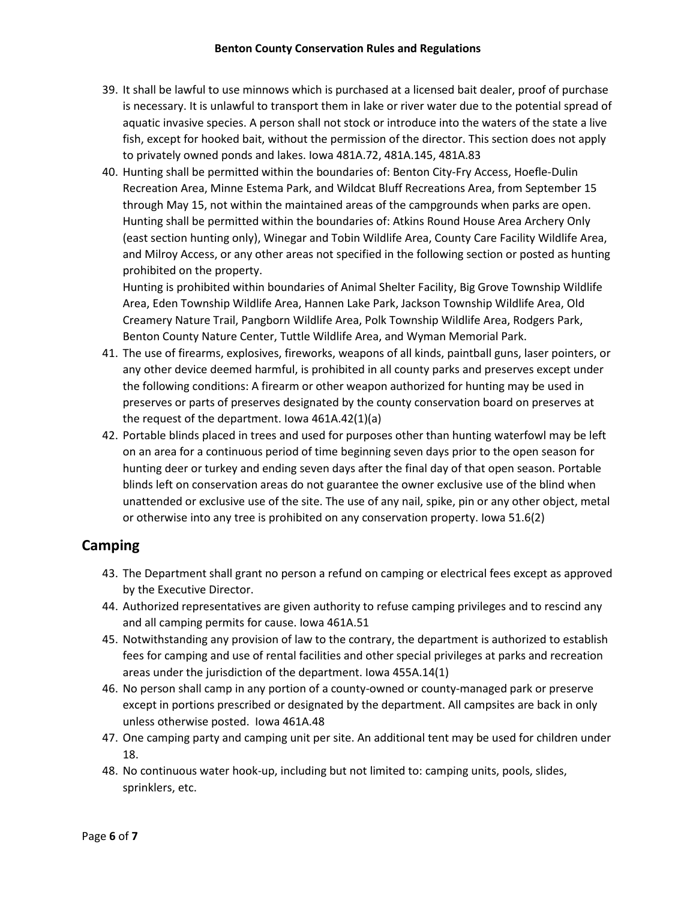39. It shall be lawful to use minnows which is purchased at a licensed bait dealer, proof of purchase is necessary. It is unlawful to transport them in lake or river water due to the potential spread of aquatic invasive species. A person shall not stock or introduce into the waters of the state a live fish, except for hooked bait, without the permission of the director. This section does not apply to privately owned ponds and lakes. Iowa 481A.72, 481A.145, 481A.83
40. Hunting shall be permitted within the boundaries of: Benton City-Fry Access, Hoefle-Dulin Recreation Area, Minne Estema Park, and Wildcat Bluff Recreations Area, from September 15 through May 15, not within the maintained areas of the campgrounds when parks are open. Hunting shall be permitted within the boundaries of: Atkins Round House Area Archery Only (east section hunting only), Winegar and Tobin Wildlife Area, County Care Facility Wildlife Area, and Milroy Access, or any other areas not specified in the following section or posted as hunting prohibited on the property.
    Hunting is prohibited within boundaries of Animal Shelter Facility, Big Grove Township Wildlife Area, Eden Township Wildlife Area, Hannen Lake Park, Jackson Township Wildlife Area, Old Creamery Nature Trail, Pangborn Wildlife Area, Polk Township Wildlife Area, Rodgers Park, Benton County Nature Center, Tuttle Wildlife Area, and Wyman Memorial Park.
41. The use of firearms, explosives, fireworks, weapons of all kinds, paintball guns, laser pointers, or any other device deemed harmful, is prohibited in all county parks and preserves except under the following conditions: A firearm or other weapon authorized for hunting may be used in preserves or parts of preserves designated by the county conservation board on preserves at the request of the department. Iowa 461A.42(1)(a)
42. Portable blinds placed in trees and used for purposes other than hunting waterfowl may be left on an area for a continuous period of time beginning seven days prior to the open season for hunting deer or turkey and ending seven days after the final day of that open season. Portable blinds left on conservation areas do not guarantee the owner exclusive use of the blind when unattended or exclusive use of the site. The use of any nail, spike, pin or any other object, metal or otherwise into any tree is prohibited on any conservation property. Iowa 51.6(2)

## Camping

43. The Department shall grant no person a refund on camping or electrical fees except as approved by the Executive Director.
44. Authorized representatives are given authority to refuse camping privileges and to rescind any and all camping permits for cause. Iowa 461A.51
45. Notwithstanding any provision of law to the contrary, the department is authorized to establish fees for camping and use of rental facilities and other special privileges at parks and recreation areas under the jurisdiction of the department. Iowa 455A.14(1)
46. No person shall camp in any portion of a county-owned or county-managed park or preserve except in portions prescribed or designated by the department. All campsites are back in only unless otherwise posted. Iowa 461A.48
47. One camping party and camping unit per site. An additional tent may be used for children under 18.
48. No continuous water hook-up, including but not limited to: camping units, pools, slides, sprinklers, etc.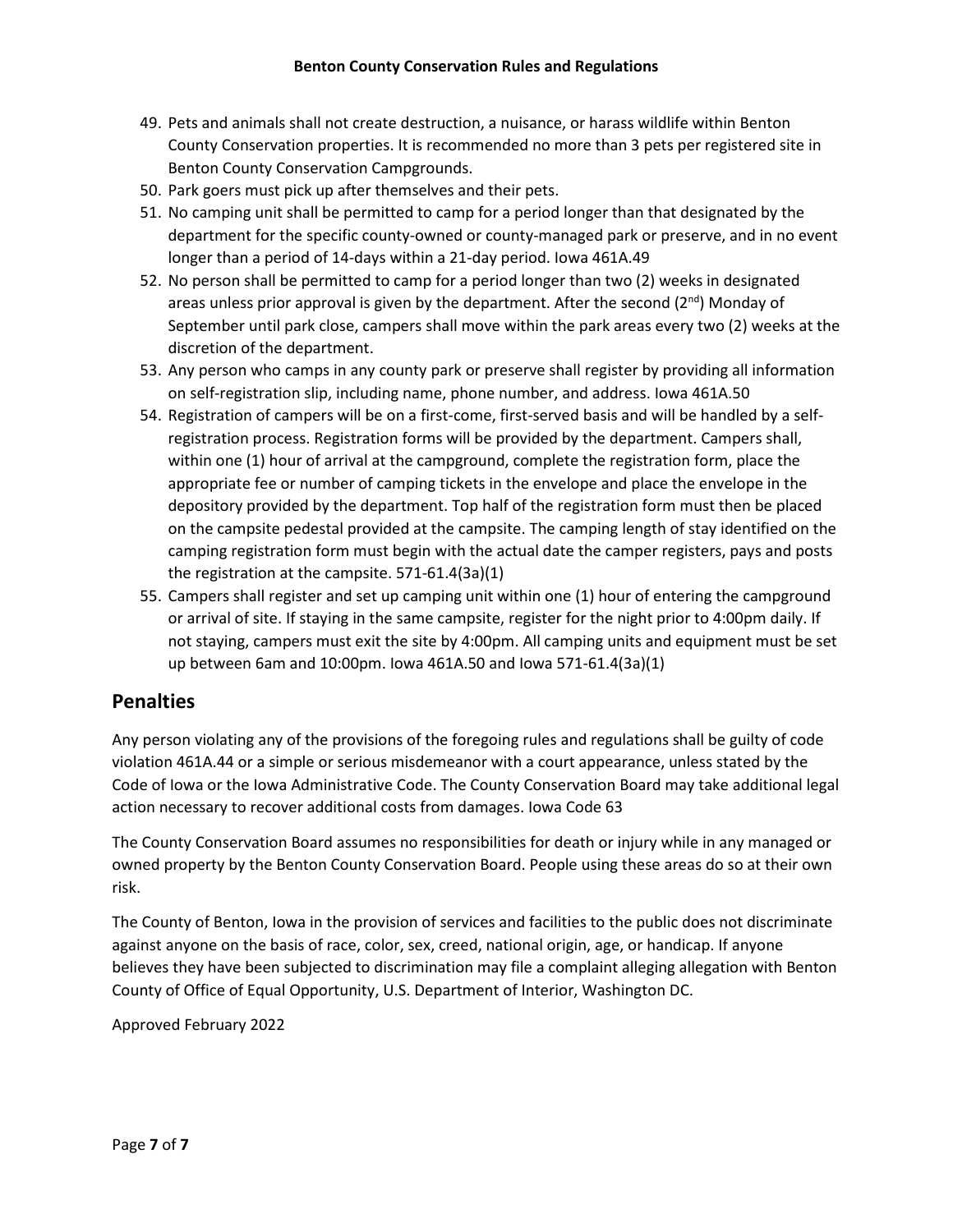49. Pets and animals shall not create destruction, a nuisance, or harass wildlife within Benton County Conservation properties. It is recommended no more than 3 pets per registered site in Benton County Conservation Campgrounds.
50. Park goers must pick up after themselves and their pets.
51. No camping unit shall be permitted to camp for a period longer than that designated by the department for the specific county-owned or county-managed park or preserve, and in no event longer than a period of 14-days within a 21-day period. Iowa 461A.49
52. No person shall be permitted to camp for a period longer than two (2) weeks in designated areas unless prior approval is given by the department. After the second (2nd) Monday of September until park close, campers shall move within the park areas every two (2) weeks at the discretion of the department.
53. Any person who camps in any county park or preserve shall register by providing all information on self-registration slip, including name, phone number, and address. Iowa 461A.50
54. Registration of campers will be on a first-come, first-served basis and will be handled by a self-registration process. Registration forms will be provided by the department. Campers shall, within one (1) hour of arrival at the campground, complete the registration form, place the appropriate fee or number of camping tickets in the envelope and place the envelope in the depository provided by the department. Top half of the registration form must then be placed on the campsite pedestal provided at the campsite. The camping length of stay identified on the camping registration form must begin with the actual date the camper registers, pays and posts the registration at the campsite. 571-61.4(3a)(1)
55. Campers shall register and set up camping unit within one (1) hour of entering the campground or arrival of site. If staying in the same campsite, register for the night prior to 4:00pm daily. If not staying, campers must exit the site by 4:00pm. All camping units and equipment must be set up between 6am and 10:00pm. Iowa 461A.50 and Iowa 571-61.4(3a)(1)

## Penalties

Any person violating any of the provisions of the foregoing rules and regulations shall be guilty of code violation 461A.44 or a simple or serious misdemeanor with a court appearance, unless stated by the Code of Iowa or the Iowa Administrative Code. The County Conservation Board may take additional legal action necessary to recover additional costs from damages. Iowa Code 63

The County Conservation Board assumes no responsibilities for death or injury while in any managed or owned property by the Benton County Conservation Board. People using these areas do so at their own risk.

The County of Benton, Iowa in the provision of services and facilities to the public does not discriminate against anyone on the basis of race, color, sex, creed, national origin, age, or handicap. If anyone believes they have been subjected to discrimination may file a complaint alleging allegation with Benton County of Office of Equal Opportunity, U.S. Department of Interior, Washington DC.

Approved February 2022